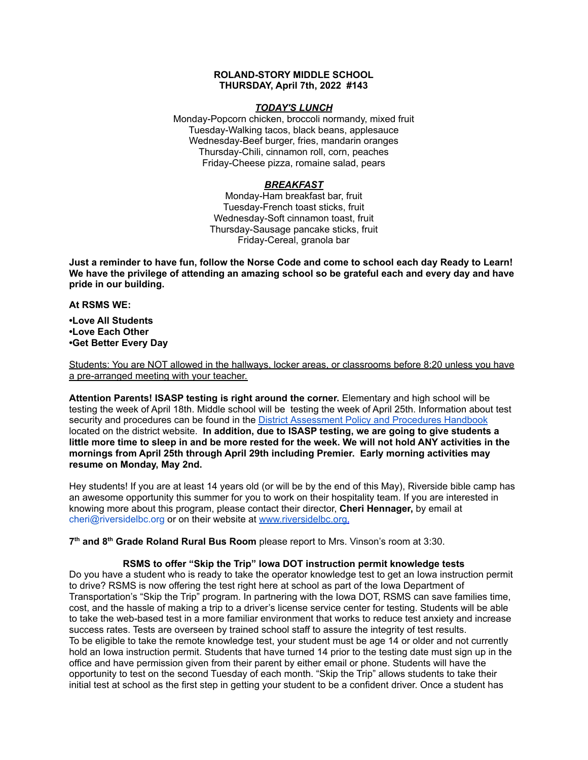**ROLAND-STORY MIDDLE SCHOOL**
**THURSDAY, April 7th, 2022 #143**

***TODAY'S LUNCH***

Monday-Popcorn chicken, broccoli normandy, mixed fruit
Tuesday-Walking tacos, black beans, applesauce
Wednesday-Beef burger, fries, mandarin oranges
Thursday-Chili, cinnamon roll, corn, peaches
Friday-Cheese pizza, romaine salad, pears

***BREAKFAST***

Monday-Ham breakfast bar, fruit
Tuesday-French toast sticks, fruit
Wednesday-Soft cinnamon toast, fruit
Thursday-Sausage pancake sticks, fruit
Friday-Cereal, granola bar

**Just a reminder to have fun, follow the Norse Code and come to school each day Ready to Learn! We have the privilege of attending an amazing school so be grateful each and every day and have pride in our building.**

**At RSMS WE:**

**•Love All Students**
**•Love Each Other**
**•Get Better Every Day**

Students: You are NOT allowed in the hallways, locker areas, or classrooms before 8:20 unless you have a pre-arranged meeting with your teacher.

**Attention Parents! ISASP testing is right around the corner.** Elementary and high school will be testing the week of April 18th. Middle school will be testing the week of April 25th. Information about test security and procedures can be found in the [District Assessment Policy and Procedures Handbook] located on the district website. **In addition, due to ISASP testing, we are going to give students a little more time to sleep in and be more rested for the week. We will not hold ANY activities in the mornings from April 25th through April 29th including Premier. Early morning activities may resume on Monday, May 2nd.**

Hey students! If you are at least 14 years old (or will be by the end of this May), Riverside bible camp has an awesome opportunity this summer for you to work on their hospitality team. If you are interested in knowing more about this program, please contact their director, **Cheri Hennager,** by email at cheri@riversidelbc.org or on their website at www.riversidelbc.org.

**7th and 8th Grade Roland Rural Bus Room** please report to Mrs. Vinson's room at 3:30.

**RSMS to offer "Skip the Trip" Iowa DOT instruction permit knowledge tests**

Do you have a student who is ready to take the operator knowledge test to get an Iowa instruction permit to drive? RSMS is now offering the test right here at school as part of the Iowa Department of Transportation's "Skip the Trip" program. In partnering with the Iowa DOT, RSMS can save families time, cost, and the hassle of making a trip to a driver's license service center for testing. Students will be able to take the web-based test in a more familiar environment that works to reduce test anxiety and increase success rates. Tests are overseen by trained school staff to assure the integrity of test results.
To be eligible to take the remote knowledge test, your student must be age 14 or older and not currently hold an Iowa instruction permit. Students that have turned 14 prior to the testing date must sign up in the office and have permission given from their parent by either email or phone. Students will have the opportunity to test on the second Tuesday of each month. "Skip the Trip" allows students to take their initial test at school as the first step in getting your student to be a confident driver. Once a student has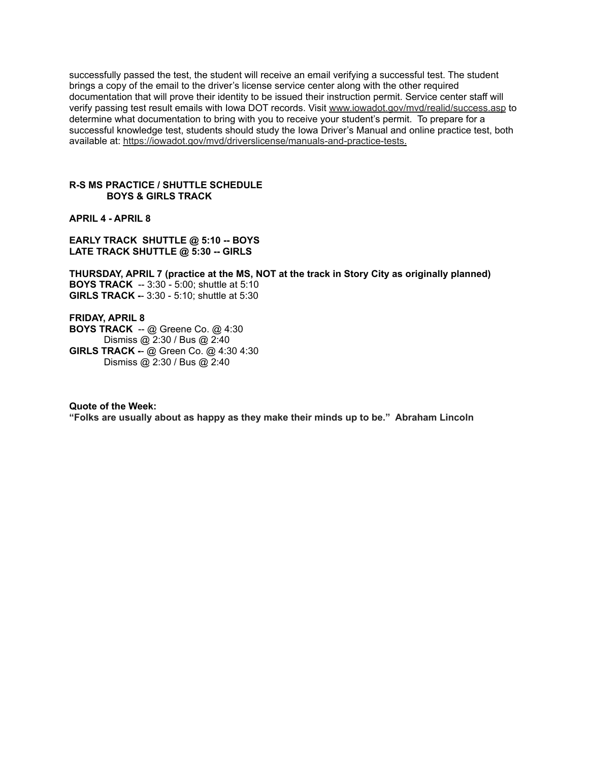successfully passed the test, the student will receive an email verifying a successful test. The student brings a copy of the email to the driver's license service center along with the other required documentation that will prove their identity to be issued their instruction permit. Service center staff will verify passing test result emails with Iowa DOT records. Visit www.iowadot.gov/mvd/realid/success.asp to determine what documentation to bring with you to receive your student's permit. To prepare for a successful knowledge test, students should study the Iowa Driver's Manual and online practice test, both available at: https://iowadot.gov/mvd/driverslicense/manuals-and-practice-tests.

**R-S MS PRACTICE / SHUTTLE SCHEDULE**
**BOYS & GIRLS TRACK**

**APRIL 4 - APRIL 8**

**EARLY TRACK SHUTTLE @ 5:10 -- BOYS**
**LATE TRACK SHUTTLE @ 5:30 -- GIRLS**

**THURSDAY, APRIL 7 (practice at the MS, NOT at the track in Story City as originally planned)**
**BOYS TRACK** -- 3:30 - 5:00; shuttle at 5:10
**GIRLS TRACK --** 3:30 - 5:10; shuttle at 5:30

**FRIDAY, APRIL 8**
**BOYS TRACK** -- @ Greene Co. @ 4:30
Dismiss @ 2:30 / Bus @ 2:40
**GIRLS TRACK --** @ Green Co. @ 4:30 4:30
Dismiss @ 2:30 / Bus @ 2:40

**Quote of the Week:**
**"Folks are usually about as happy as they make their minds up to be." Abraham Lincoln**